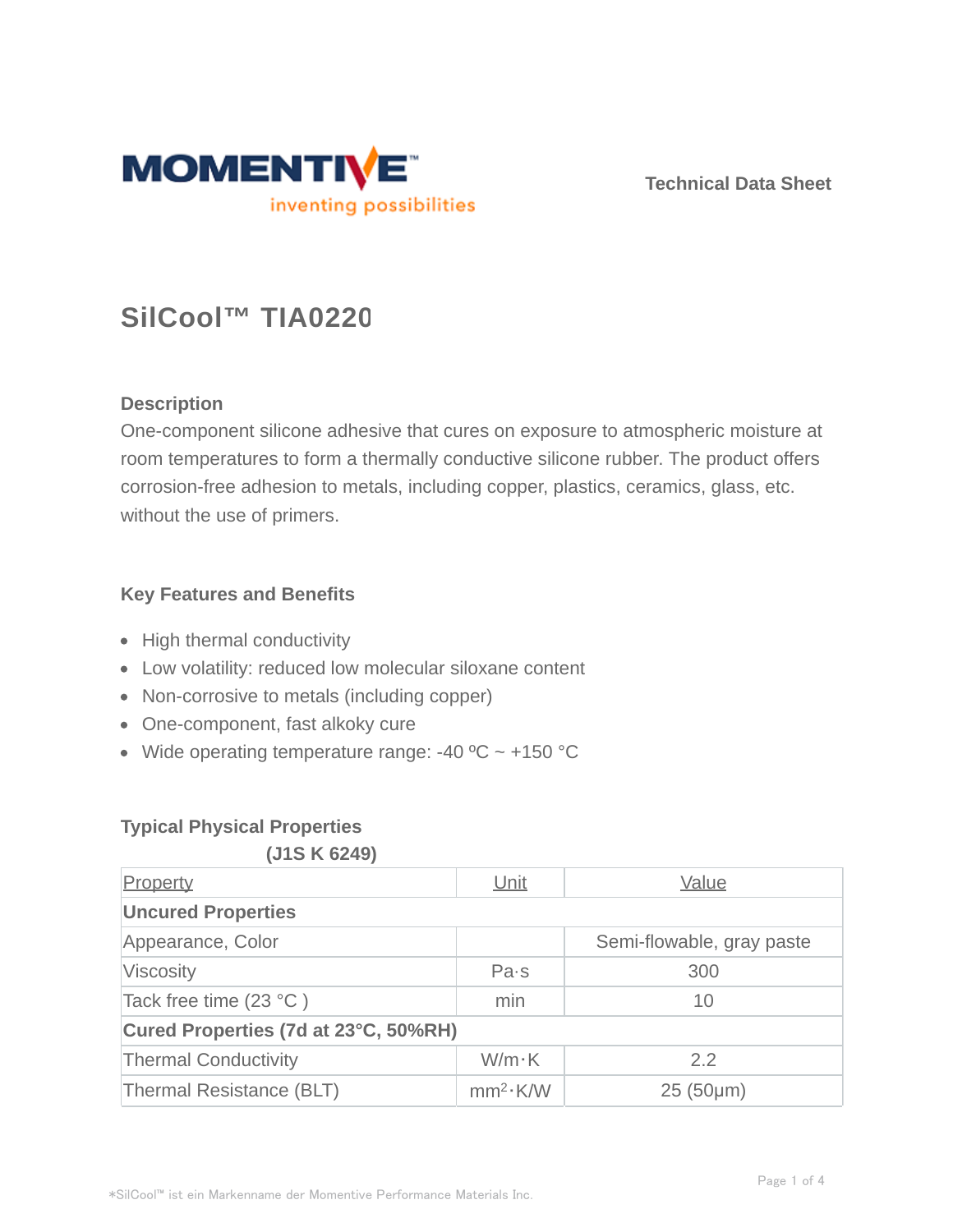Technical Data Sheet

# SilCool™ TIA0220

## Description

One-component silicone adhesive that cures on exposure to atmospheric moisture at room temperatures to form a thermally conductive silicone rubber. The product offers corrosion-free adhesion to metals, including copper, plastics, ceramics, glass, etc. without the use of primers.

## Key Features and Benefits

- High thermal conductivity
- Low volatility: reduced low molecular siloxane content
- Non-corrosive to metals (including copper)
- One-component, fast alkoky cure
- Wide operating temperature range: -40 ºC ~ +150 °C

## Typical Physical Properties

(J1S K 6249)

| Property | Unit | Value |
|---|---|---|
| **Uncured Properties** | | |
| Appearance, Color | | Semi-flowable, gray paste |
| Viscosity | Pa·s | 300 |
| Tack free time (23 °C ) | min | 10 |
| **Cured Properties (7d at 23°C, 50%RH)** | | |
| Thermal Conductivity | W/m·K | 2.2 |
| Thermal Resistance (BLT) | $mm^2$·K/W | 25 (50μm) |

*SilCool™ ist ein Markenname der Momentive Performance Materials Inc.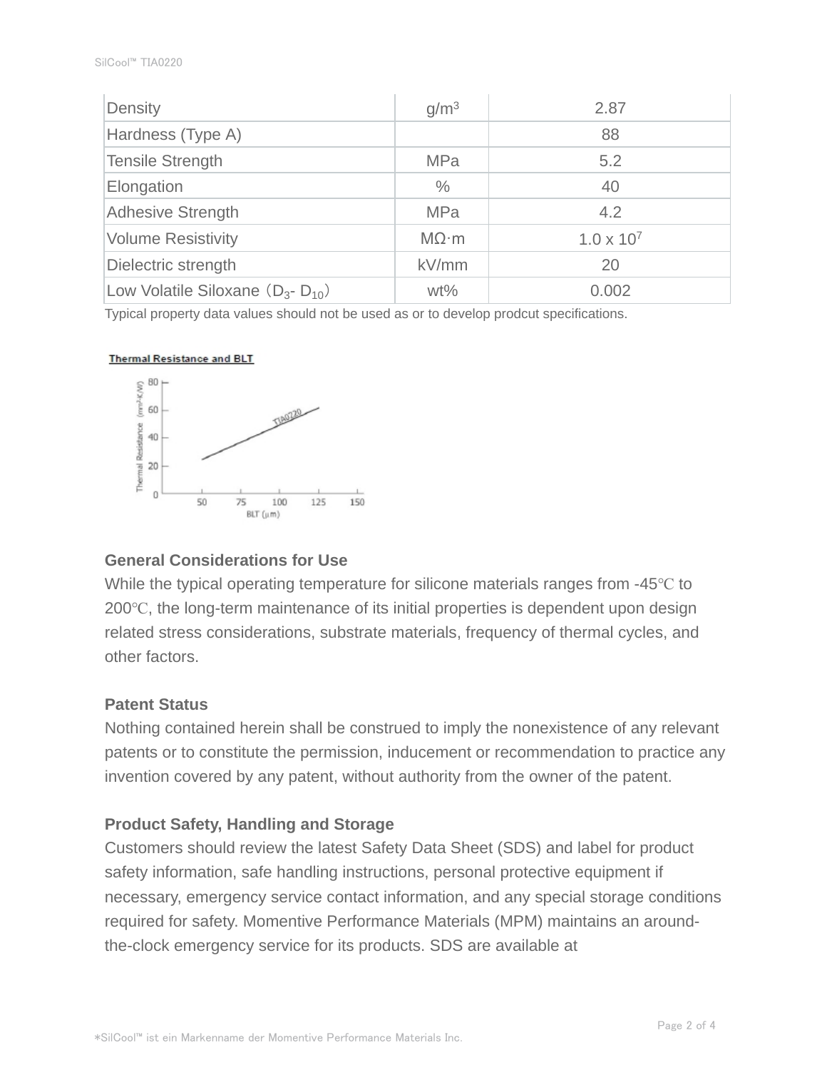| Density | g/m$^3$ | 2.87 |
|---|---|---|
| Hardness (Type A) | | 88 |
| Tensile Strength | MPa | 5.2 |
| Elongation | % | 40 |
| Adhesive Strength | MPa | 4.2 |
| Volume Resistivity | MΩ·m | 1.0 x $10^7$ |
| Dielectric strength | kV/mm | 20 |
| Low Volatile Siloxane（$D_3$- $D_{10}$） | wt% | 0.002 |

Typical property data values should not be used as or to develop prodcut specifications.

**Thermal Resistance and BLT**

**General Considerations for Use**

While the typical operating temperature for silicone materials ranges from -45℃ to 200℃, the long-term maintenance of its initial properties is dependent upon design related stress considerations, substrate materials, frequency of thermal cycles, and other factors.

**Patent Status**

Nothing contained herein shall be construed to imply the nonexistence of any relevant patents or to constitute the permission, inducement or recommendation to practice any invention covered by any patent, without authority from the owner of the patent.

**Product Safety, Handling and Storage**

Customers should review the latest Safety Data Sheet (SDS) and label for product safety information, safe handling instructions, personal protective equipment if necessary, emergency service contact information, and any special storage conditions required for safety. Momentive Performance Materials (MPM) maintains an around-the-clock emergency service for its products. SDS are available at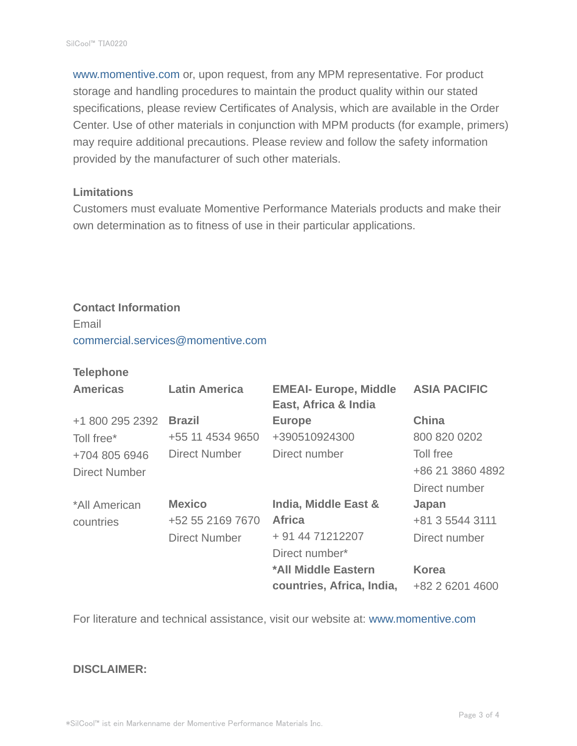www.momentive.com or, upon request, from any MPM representative. For product storage and handling procedures to maintain the product quality within our stated specifications, please review Certificates of Analysis, which are available in the Order Center. Use of other materials in conjunction with MPM products (for example, primers) may require additional precautions. Please review and follow the safety information provided by the manufacturer of such other materials.

**Limitations**

Customers must evaluate Momentive Performance Materials products and make their own determination as to fitness of use in their particular applications.

**Contact Information**

Email

commercial.services@momentive.com

**Telephone**

| **Americas** | **Latin America** | **EMEAI- Europe, Middle East, Africa & India** | **ASIA PACIFIC** |
|---|---|---|---|
| +1 800 295 2392<br>Toll free*<br>+704 805 6946<br>Direct Number | **Brazil**<br>+55 11 4534 9650<br>Direct Number | **Europe**<br>+390510924300<br>Direct number | **China**<br>800 820 0202<br>Toll free<br>+86 21 3860 4892<br>Direct number |
| *All American countries | **Mexico**<br>+52 55 2169 7670<br>Direct Number | **India, Middle East & Africa**<br>+ 91 44 71212207<br>Direct number* | **Japan**<br>+81 3 5544 3111<br>Direct number |
| | | ***All Middle Eastern countries, Africa, India,** | **Korea**<br>+82 2 6201 4600 |

For literature and technical assistance, visit our website at: www.momentive.com

**DISCLAIMER:**

*SilCool™ ist ein Markenname der Momentive Performance Materials Inc.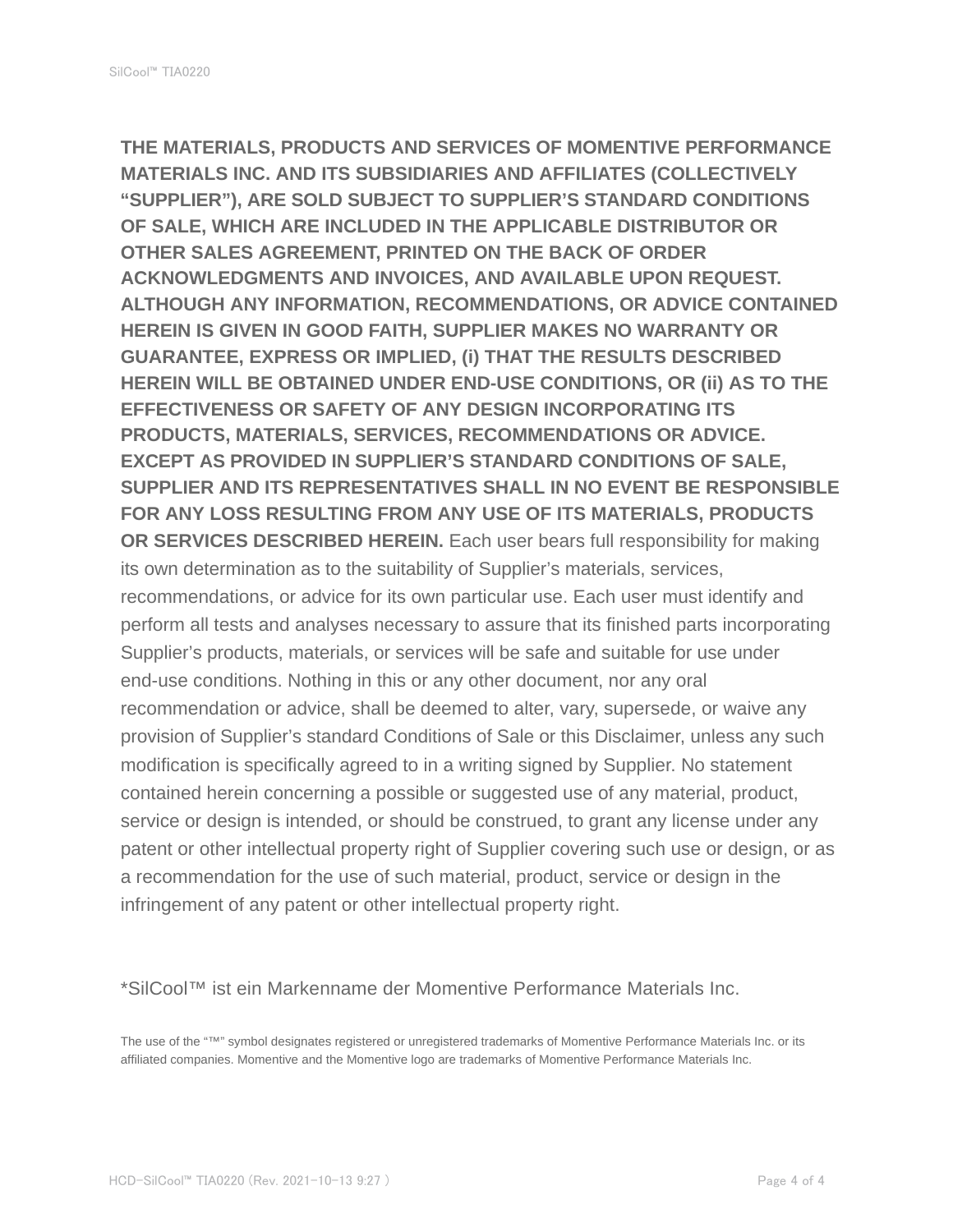**THE MATERIALS, PRODUCTS AND SERVICES OF MOMENTIVE PERFORMANCE MATERIALS INC. AND ITS SUBSIDIARIES AND AFFILIATES (COLLECTIVELY "SUPPLIER"), ARE SOLD SUBJECT TO SUPPLIER'S STANDARD CONDITIONS OF SALE, WHICH ARE INCLUDED IN THE APPLICABLE DISTRIBUTOR OR OTHER SALES AGREEMENT, PRINTED ON THE BACK OF ORDER ACKNOWLEDGMENTS AND INVOICES, AND AVAILABLE UPON REQUEST. ALTHOUGH ANY INFORMATION, RECOMMENDATIONS, OR ADVICE CONTAINED HEREIN IS GIVEN IN GOOD FAITH, SUPPLIER MAKES NO WARRANTY OR GUARANTEE, EXPRESS OR IMPLIED, (i) THAT THE RESULTS DESCRIBED HEREIN WILL BE OBTAINED UNDER END-USE CONDITIONS, OR (ii) AS TO THE EFFECTIVENESS OR SAFETY OF ANY DESIGN INCORPORATING ITS PRODUCTS, MATERIALS, SERVICES, RECOMMENDATIONS OR ADVICE. EXCEPT AS PROVIDED IN SUPPLIER'S STANDARD CONDITIONS OF SALE, SUPPLIER AND ITS REPRESENTATIVES SHALL IN NO EVENT BE RESPONSIBLE FOR ANY LOSS RESULTING FROM ANY USE OF ITS MATERIALS, PRODUCTS OR SERVICES DESCRIBED HEREIN.** Each user bears full responsibility for making its own determination as to the suitability of Supplier's materials, services, recommendations, or advice for its own particular use. Each user must identify and perform all tests and analyses necessary to assure that its finished parts incorporating Supplier's products, materials, or services will be safe and suitable for use under end-use conditions. Nothing in this or any other document, nor any oral recommendation or advice, shall be deemed to alter, vary, supersede, or waive any provision of Supplier's standard Conditions of Sale or this Disclaimer, unless any such modification is specifically agreed to in a writing signed by Supplier. No statement contained herein concerning a possible or suggested use of any material, product, service or design is intended, or should be construed, to grant any license under any patent or other intellectual property right of Supplier covering such use or design, or as a recommendation for the use of such material, product, service or design in the infringement of any patent or other intellectual property right.

*SilCool™ ist ein Markenname der Momentive Performance Materials Inc.

The use of the "™" symbol designates registered or unregistered trademarks of Momentive Performance Materials Inc. or its affiliated companies. Momentive and the Momentive logo are trademarks of Momentive Performance Materials Inc.